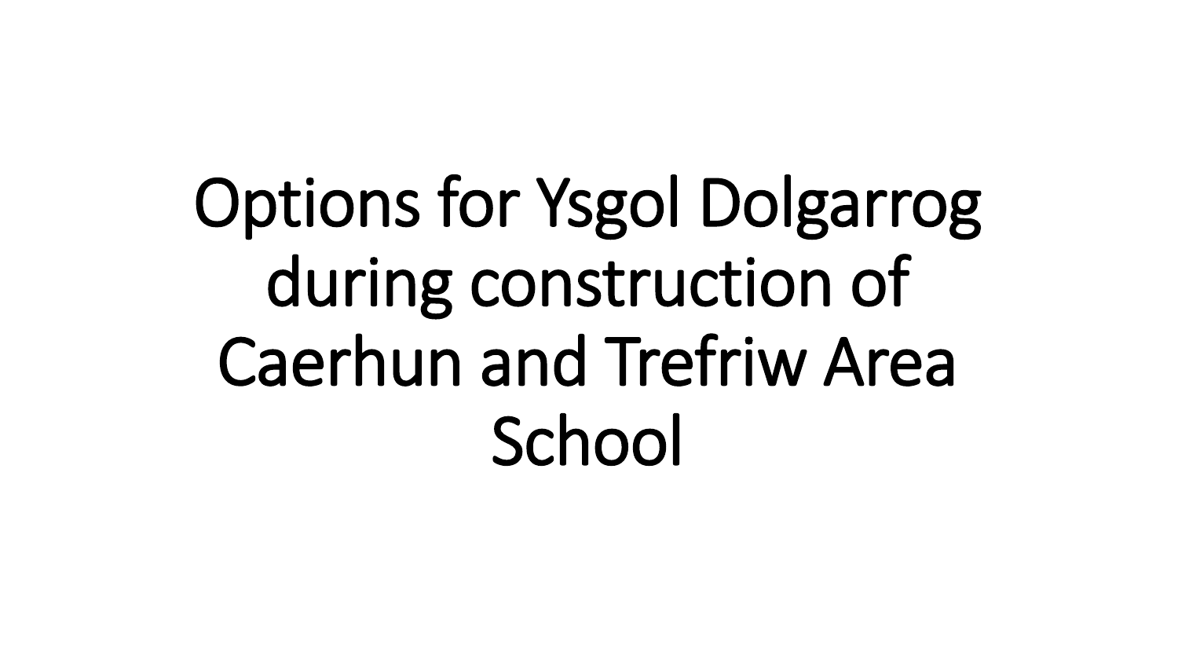# Options for Ysgol Dolgarrog during construction of Caerhun and Trefriw Area School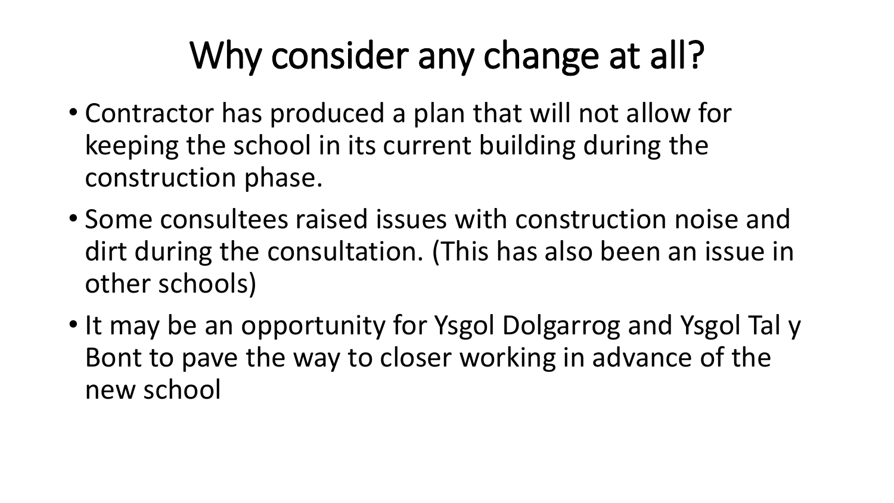# Why consider any change at all?

- Contractor has produced a plan that will not allow for keeping the school in its current building during the construction phase.
- Some consultees raised issues with construction noise and dirt during the consultation. (This has also been an issue in other schools)
- It may be an opportunity for Ysgol Dolgarrog and Ysgol Tal y Bont to pave the way to closer working in advance of the new school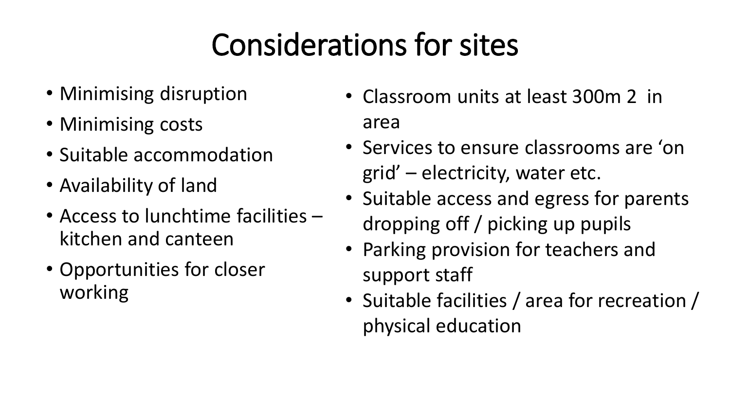# Considerations for sites

- Minimising disruption
- Minimising costs
- Suitable accommodation
- Availability of land
- Access to lunchtime facilities – kitchen and canteen
- Opportunities for closer working
- Classroom units at least 300m 2 in area
- Services to ensure classrooms are 'on grid' – electricity, water etc.
- Suitable access and egress for parents dropping off / picking up pupils
- Parking provision for teachers and support staff
- Suitable facilities / area for recreation / physical education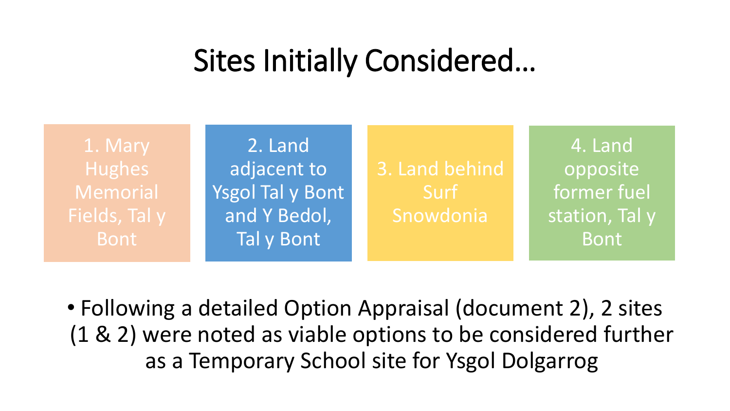# Sites Initially Considered…

1. Mary Hughes Memorial Fields, Tal y Bont
2. Land adjacent to Ysgol Tal y Bont and Y Bedol, Tal y Bont
3. Land behind Surf Snowdonia
4. Land opposite former fuel station, Tal y Bont

- Following a detailed Option Appraisal (document 2), 2 sites (1 & 2) were noted as viable options to be considered further as a Temporary School site for Ysgol Dolgarrog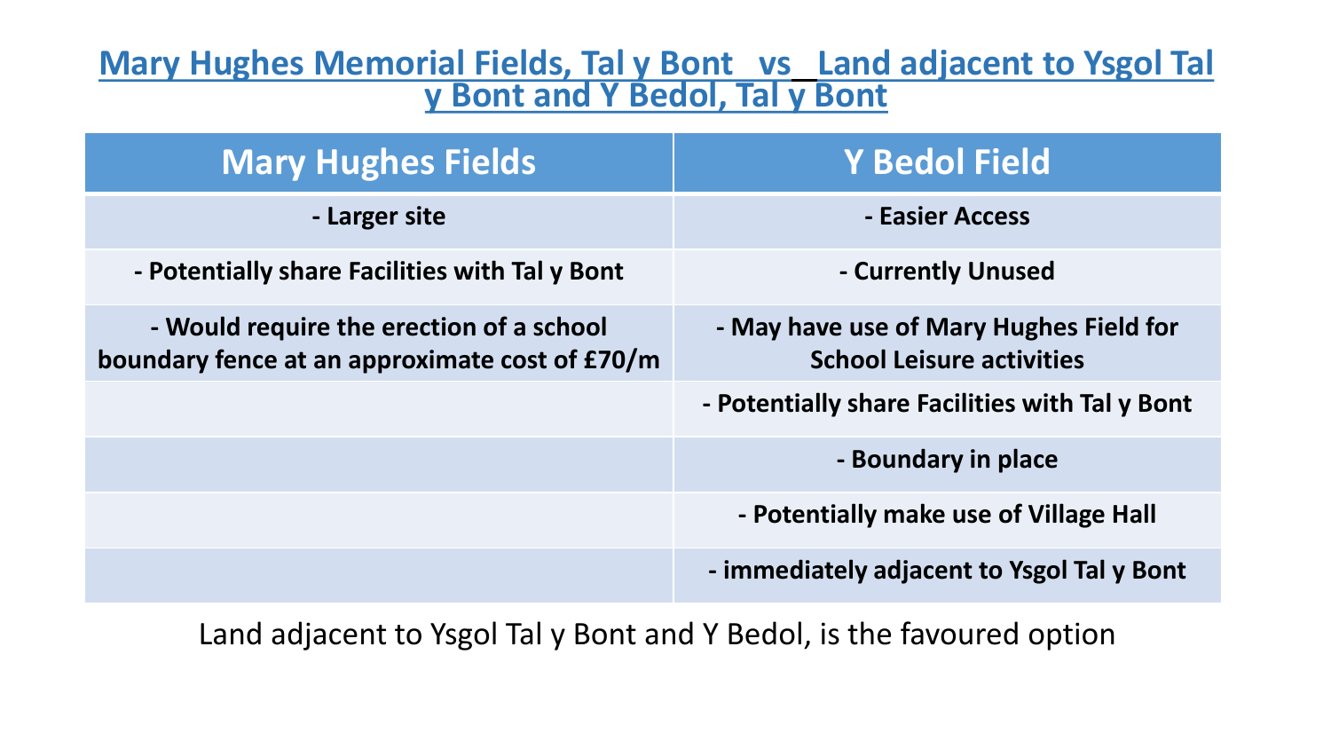# Mary Hughes Memorial Fields, Tal y Bont vs Land adjacent to Ysgol Tal y Bont and Y Bedol, Tal y Bont

| Mary Hughes Fields | Y Bedol Field |
| --- | --- |
| - Larger site | - Easier Access |
| - Potentially share Facilities with Tal y Bont | - Currently Unused |
| - Would require the erection of a school boundary fence at an approximate cost of £70/m | - May have use of Mary Hughes Field for School Leisure activities |
| | - Potentially share Facilities with Tal y Bont |
| | - Boundary in place |
| | - Potentially make use of Village Hall |
| | - immediately adjacent to Ysgol Tal y Bont |

Land adjacent to Ysgol Tal y Bont and Y Bedol, is the favoured option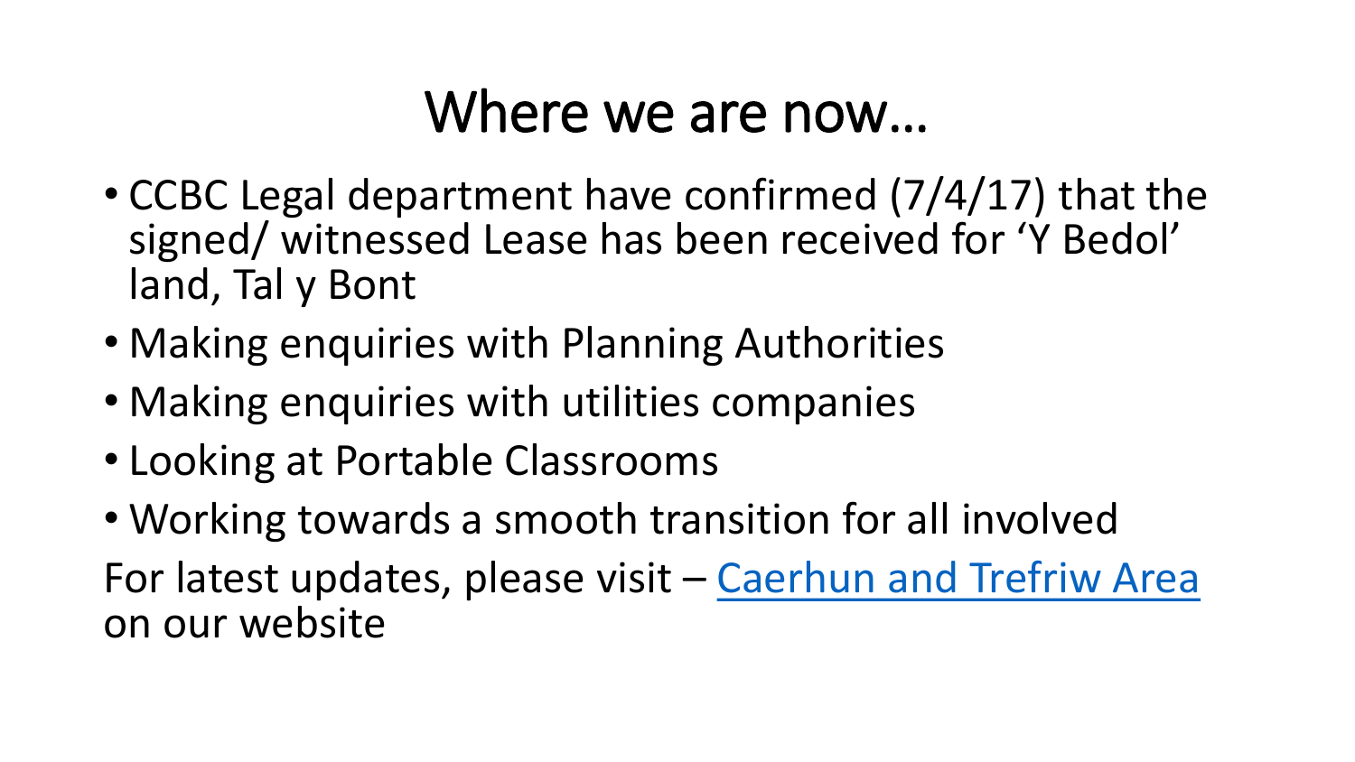# Where we are now…

- CCBC Legal department have confirmed (7/4/17) that the signed/ witnessed Lease has been received for 'Y Bedol' land, Tal y Bont
- Making enquiries with Planning Authorities
- Making enquiries with utilities companies
- Looking at Portable Classrooms
- Working towards a smooth transition for all involved

For latest updates, please visit – Caerhun and Trefriw Area on our website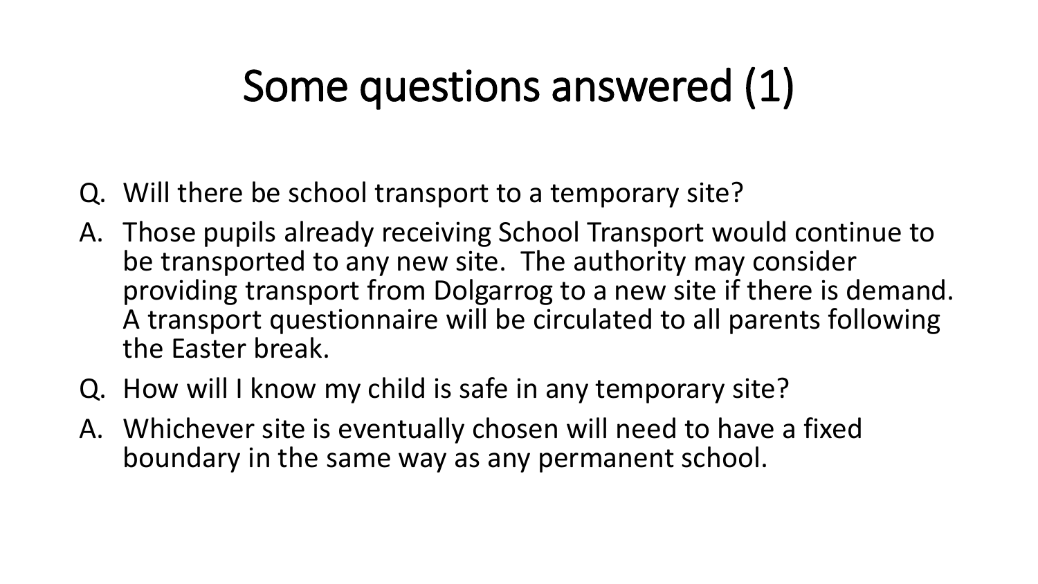# Some questions answered (1)

Q. Will there be school transport to a temporary site?

A. Those pupils already receiving School Transport would continue to be transported to any new site. The authority may consider providing transport from Dolgarrog to a new site if there is demand. A transport questionnaire will be circulated to all parents following the Easter break.

Q. How will I know my child is safe in any temporary site?

A. Whichever site is eventually chosen will need to have a fixed boundary in the same way as any permanent school.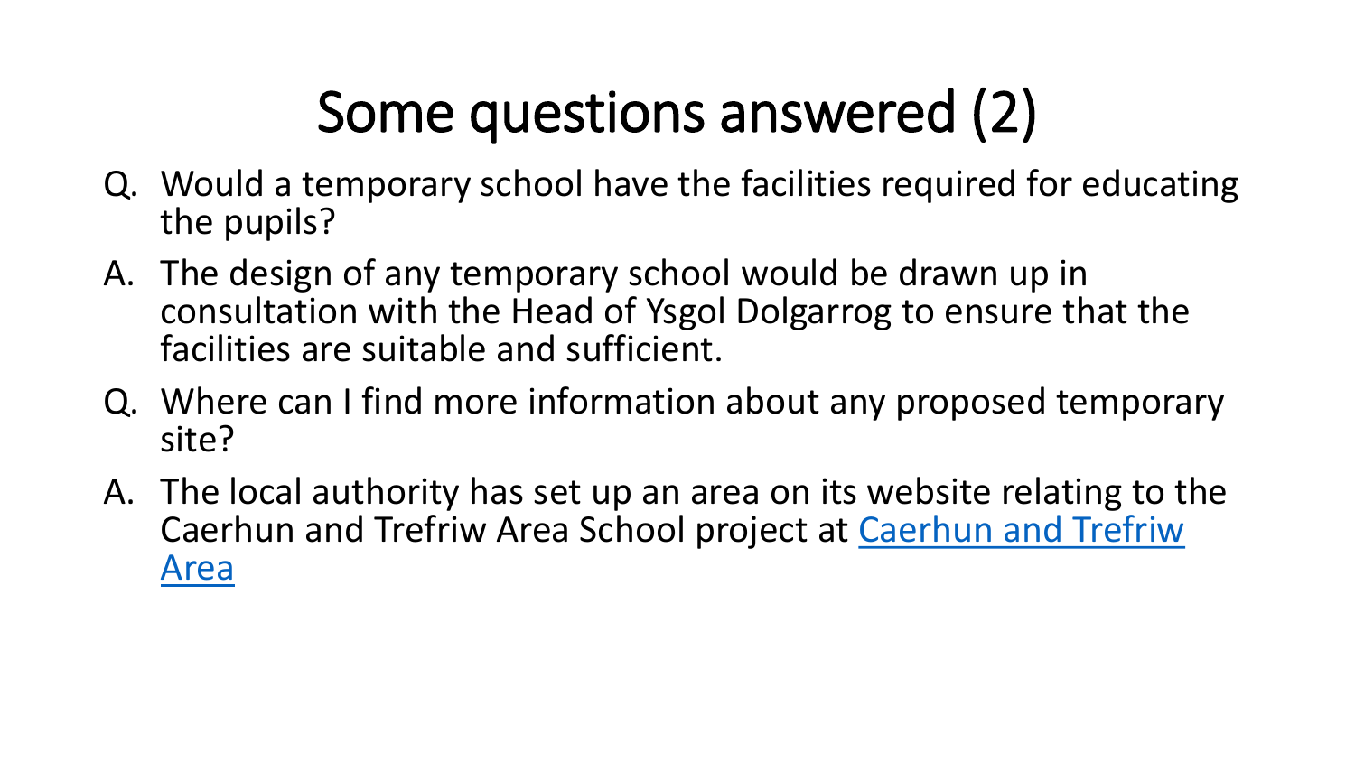# Some questions answered (2)

Q. Would a temporary school have the facilities required for educating the pupils?

A. The design of any temporary school would be drawn up in consultation with the Head of Ysgol Dolgarrog to ensure that the facilities are suitable and sufficient.

Q. Where can I find more information about any proposed temporary site?

A. The local authority has set up an area on its website relating to the Caerhun and Trefriw Area School project at Caerhun and Trefriw Area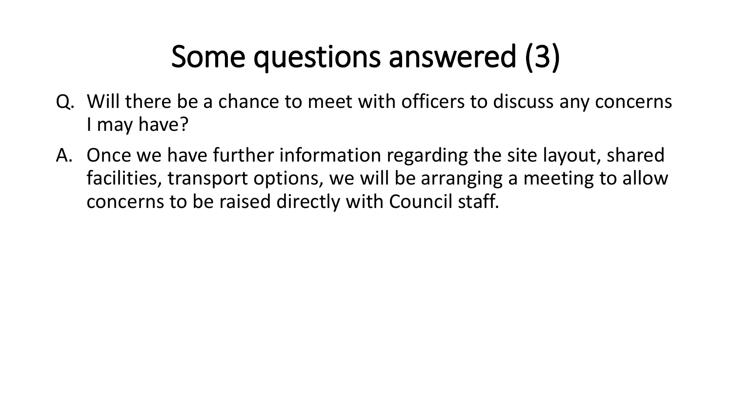# Some questions answered (3)

Q. Will there be a chance to meet with officers to discuss any concerns I may have?

A. Once we have further information regarding the site layout, shared facilities, transport options, we will be arranging a meeting to allow concerns to be raised directly with Council staff.